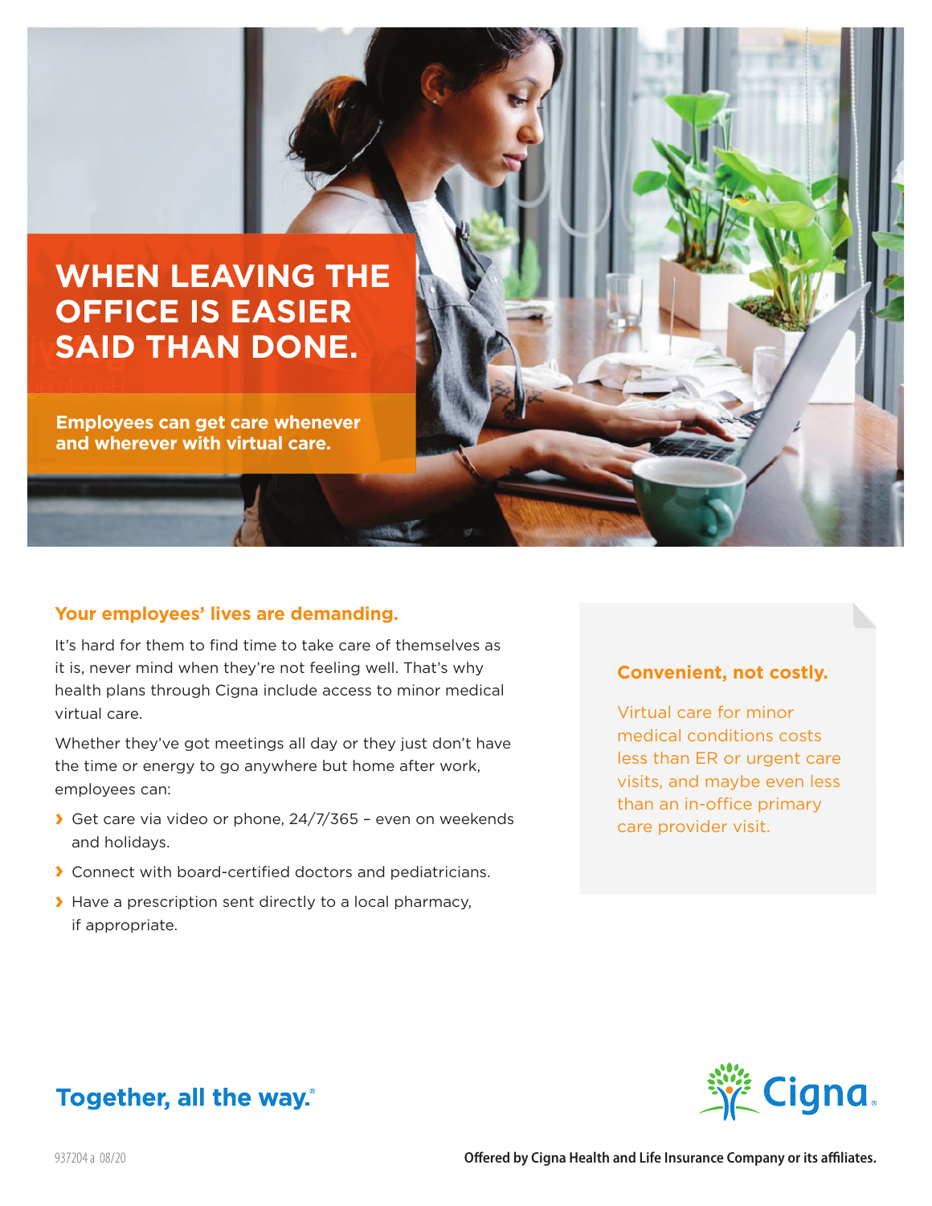# WHEN LEAVING THE OFFICE IS EASIER SAID THAN DONE.

**Employees can get care whenever and wherever with virtual care.**

## Your employees' lives are demanding.

It's hard for them to find time to take care of themselves as it is, never mind when they're not feeling well. That's why health plans through Cigna include access to minor medical virtual care.

Whether they've got meetings all day or they just don't have the time or energy to go anywhere but home after work, employees can:

- Get care via video or phone, 24/7/365 – even on weekends and holidays.
- Connect with board-certified doctors and pediatricians.
- Have a prescription sent directly to a local pharmacy, if appropriate.

### Convenient, not costly.

Virtual care for minor medical conditions costs less than ER or urgent care visits, and maybe even less than an in-office primary care provider visit.

**Together, all the way.®**

Cigna

937204 a 08/20

**Offered by Cigna Health and Life Insurance Company or its affiliates.**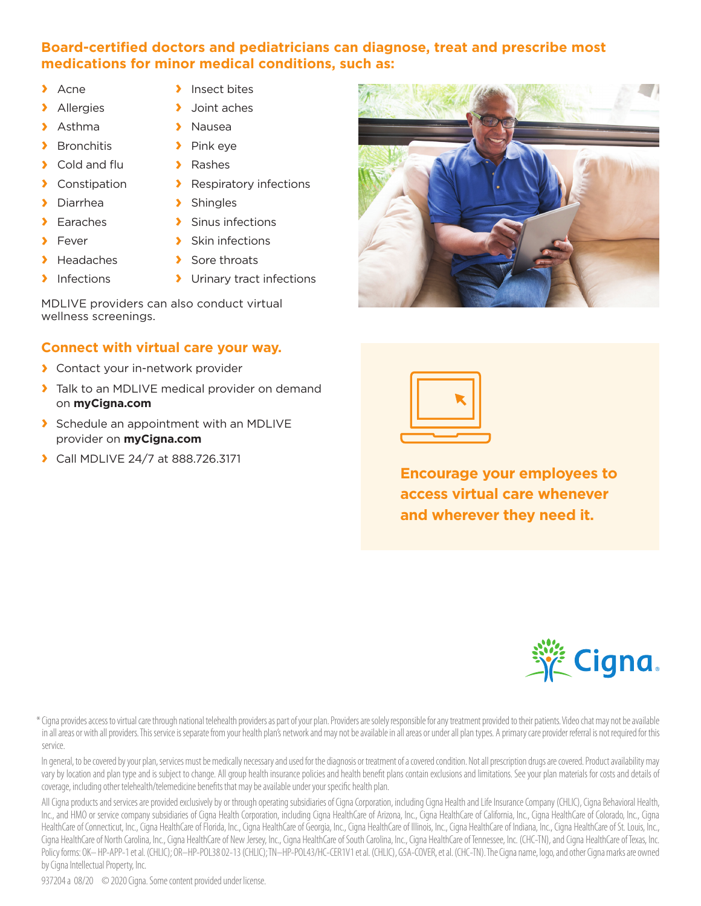## Board-certified doctors and pediatricians can diagnose, treat and prescribe most medications for minor medical conditions, such as:

- Acne
- Allergies
- Asthma
- Bronchitis
- Cold and flu
- Constipation
- Diarrhea
- Earaches
- Fever
- Headaches
- Infections
- Insect bites
- Joint aches
- Nausea
- Pink eye
- Rashes
- Respiratory infections
- Shingles
- Sinus infections
- Skin infections
- Sore throats
- Urinary tract infections

MDLIVE providers can also conduct virtual wellness screenings.

## Connect with virtual care your way.

- Contact your in-network provider
- Talk to an MDLIVE medical provider on demand on **myCigna.com**
- Schedule an appointment with an MDLIVE provider on **myCigna.com**
- Call MDLIVE 24/7 at 888.726.3171

**Encourage your employees to access virtual care whenever and wherever they need it.**

Cigna.

\* Cigna provides access to virtual care through national telehealth providers as part of your plan. Providers are solely responsible for any treatment provided to their patients. Video chat may not be available in all areas or with all providers. This service is separate from your health plan's network and may not be available in all areas or under all plan types. A primary care provider referral is not required for this service.

In general, to be covered by your plan, services must be medically necessary and used for the diagnosis or treatment of a covered condition. Not all prescription drugs are covered. Product availability may vary by location and plan type and is subject to change. All group health insurance policies and health benefit plans contain exclusions and limitations. See your plan materials for costs and details of coverage, including other telehealth/telemedicine benefits that may be available under your specific health plan.

All Cigna products and services are provided exclusively by or through operating subsidiaries of Cigna Corporation, including Cigna Health and Life Insurance Company (CHLIC), Cigna Behavioral Health, Inc., and HMO or service company subsidiaries of Cigna Health Corporation, including Cigna HealthCare of Arizona, Inc., Cigna HealthCare of California, Inc., Cigna HealthCare of Colorado, Inc., Cigna HealthCare of Connecticut, Inc., Cigna HealthCare of Florida, Inc., Cigna HealthCare of Georgia, Inc., Cigna HealthCare of Illinois, Inc., Cigna HealthCare of Indiana, Inc., Cigna HealthCare of St. Louis, Inc., Cigna HealthCare of North Carolina, Inc., Cigna HealthCare of New Jersey, Inc., Cigna HealthCare of South Carolina, Inc., Cigna HealthCare of Tennessee, Inc. (CHC-TN), and Cigna HealthCare of Texas, Inc. Policy forms: OK– HP-APP-1 et al. (CHLIC); OR–HP-POL38 02-13 (CHLIC); TN–HP-POL43/HC-CER1V1 et al. (CHLIC), GSA-COVER, et al. (CHC-TN). The Cigna name, logo, and other Cigna marks are owned by Cigna Intellectual Property, Inc.

937204 a 08/20 © 2020 Cigna. Some content provided under license.